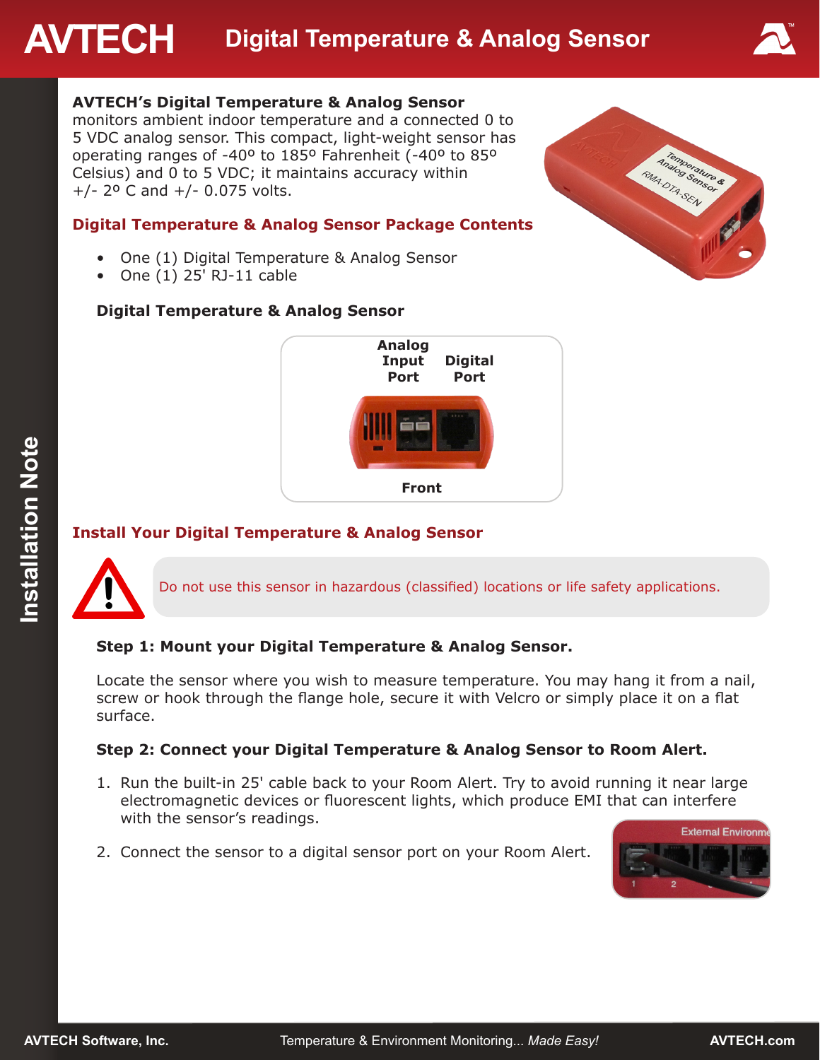# AVTECH Digital Temperature & Analog Sensor

**AVTECH's Digital Temperature & Analog Sensor** monitors ambient indoor temperature and a connected 0 to 5 VDC analog sensor. This compact, light-weight sensor has operating ranges of -40º to 185º Fahrenheit (-40º to 85º Celsius) and 0 to 5 VDC; it maintains accuracy within +/- 2º C and +/- 0.075 volts.

## Digital Temperature & Analog Sensor Package Contents

- One (1) Digital Temperature & Analog Sensor
- One (1) 25' RJ-11 cable

### Digital Temperature & Analog Sensor

Analog Input Port — Digital Port

Front

## Install Your Digital Temperature & Analog Sensor

Do not use this sensor in hazardous (classified) locations or life safety applications.

**Step 1: Mount your Digital Temperature & Analog Sensor.**

Locate the sensor where you wish to measure temperature. You may hang it from a nail, screw or hook through the flange hole, secure it with Velcro or simply place it on a flat surface.

**Step 2: Connect your Digital Temperature & Analog Sensor to Room Alert.**

1. Run the built-in 25' cable back to your Room Alert. Try to avoid running it near large electromagnetic devices or fluorescent lights, which produce EMI that can interfere with the sensor's readings.
2. Connect the sensor to a digital sensor port on your Room Alert.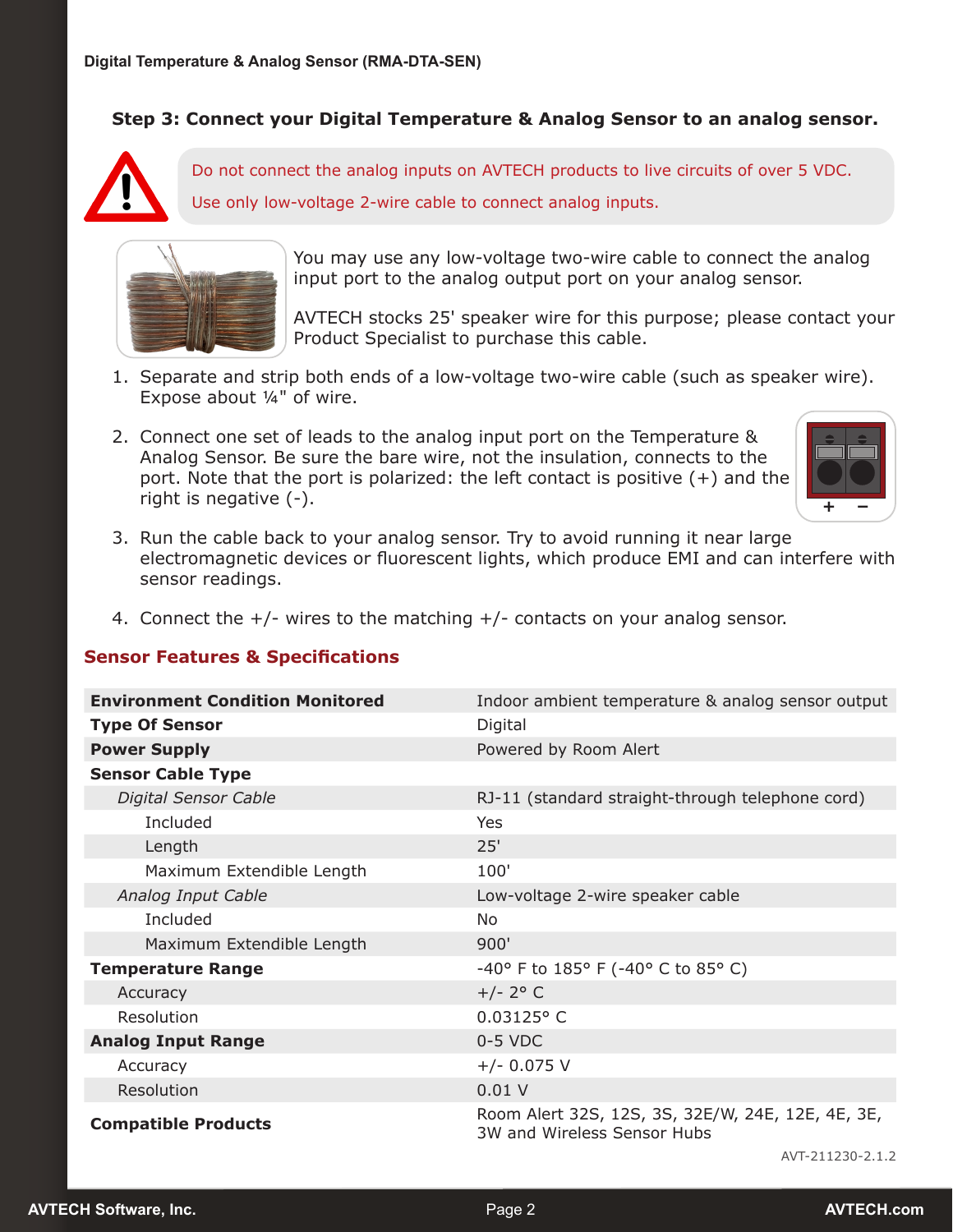### Step 3: Connect your Digital Temperature & Analog Sensor to an analog sensor.

Do not connect the analog inputs on AVTECH products to live circuits of over 5 VDC.

Use only low-voltage 2-wire cable to connect analog inputs.

You may use any low-voltage two-wire cable to connect the analog input port to the analog output port on your analog sensor.

AVTECH stocks 25' speaker wire for this purpose; please contact your Product Specialist to purchase this cable.

1. Separate and strip both ends of a low-voltage two-wire cable (such as speaker wire). Expose about ¼" of wire.
2. Connect one set of leads to the analog input port on the Temperature & Analog Sensor. Be sure the bare wire, not the insulation, connects to the port. Note that the port is polarized: the left contact is positive (+) and the right is negative (-).
3. Run the cable back to your analog sensor. Try to avoid running it near large electromagnetic devices or fluorescent lights, which produce EMI and can interfere with sensor readings.
4. Connect the +/- wires to the matching +/- contacts on your analog sensor.

## Sensor Features & Specifications

| | |
|---|---|
| **Environment Condition Monitored** | Indoor ambient temperature & analog sensor output |
| **Type Of Sensor** | Digital |
| **Power Supply** | Powered by Room Alert |
| **Sensor Cable Type** | |
| *Digital Sensor Cable* | RJ-11 (standard straight-through telephone cord) |
| Included | Yes |
| Length | 25' |
| Maximum Extendible Length | 100' |
| *Analog Input Cable* | Low-voltage 2-wire speaker cable |
| Included | No |
| Maximum Extendible Length | 900' |
| **Temperature Range** | -40° F to 185° F (-40° C to 85° C) |
| Accuracy | +/- 2° C |
| Resolution | 0.03125° C |
| **Analog Input Range** | 0-5 VDC |
| Accuracy | +/- 0.075 V |
| Resolution | 0.01 V |
| **Compatible Products** | Room Alert 32S, 12S, 3S, 32E/W, 24E, 12E, 4E, 3E, 3W and Wireless Sensor Hubs |

AVT-211230-2.1.2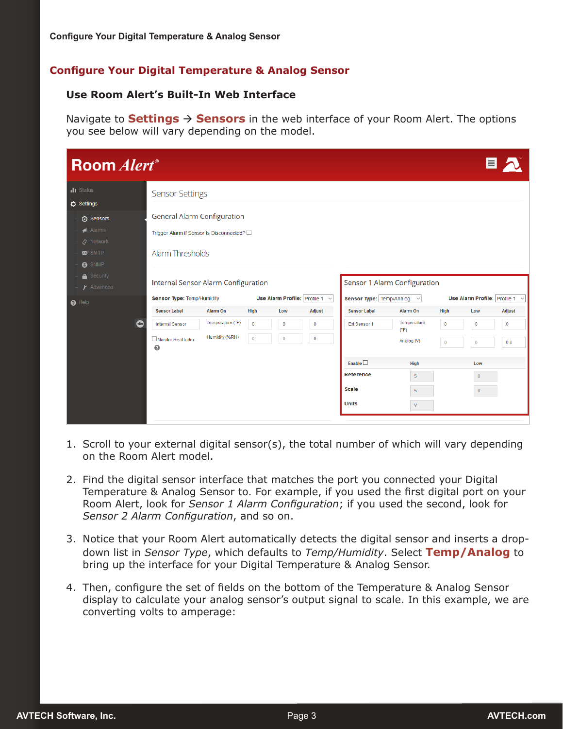## Configure Your Digital Temperature & Analog Sensor

### Use Room Alert's Built-In Web Interface

Navigate to **Settings** → **Sensors** in the web interface of your Room Alert. The options you see below will vary depending on the model.

1. Scroll to your external digital sensor(s), the total number of which will vary depending on the Room Alert model.

2. Find the digital sensor interface that matches the port you connected your Digital Temperature & Analog Sensor to. For example, if you used the first digital port on your Room Alert, look for *Sensor 1 Alarm Configuration*; if you used the second, look for *Sensor 2 Alarm Configuration*, and so on.

3. Notice that your Room Alert automatically detects the digital sensor and inserts a drop-down list in *Sensor Type*, which defaults to *Temp/Humidity*. Select **Temp/Analog** to bring up the interface for your Digital Temperature & Analog Sensor.

4. Then, configure the set of fields on the bottom of the Temperature & Analog Sensor display to calculate your analog sensor's output signal to scale. In this example, we are converting volts to amperage: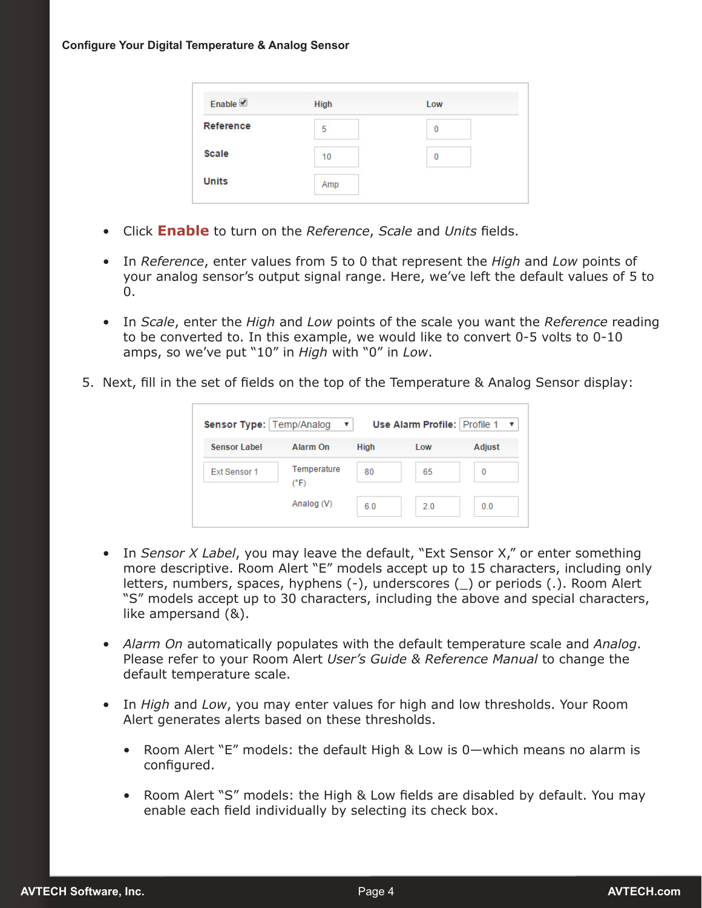**Configure Your Digital Temperature & Analog Sensor**

| Enable ☑ | High | Low |
|---|---|---|
| **Reference** | 5 | 0 |
| **Scale** | 10 | 0 |
| **Units** | Amp | |

- Click **Enable** to turn on the *Reference*, *Scale* and *Units* fields.
- In *Reference*, enter values from 5 to 0 that represent the *High* and *Low* points of your analog sensor's output signal range. Here, we've left the default values of 5 to 0.
- In *Scale*, enter the *High* and *Low* points of the scale you want the *Reference* reading to be converted to. In this example, we would like to convert 0-5 volts to 0-10 amps, so we've put "10" in *High* with "0" in *Low*.

5. Next, fill in the set of fields on the top of the Temperature & Analog Sensor display:

**Sensor Type:** Temp/Analog **Use Alarm Profile:** Profile 1

| Sensor Label | Alarm On | High | Low | Adjust |
|---|---|---|---|---|
| Ext Sensor 1 | Temperature (°F) | 80 | 65 | 0 |
| | Analog (V) | 6.0 | 2.0 | 0.0 |

- In *Sensor X Label*, you may leave the default, "Ext Sensor X," or enter something more descriptive. Room Alert "E" models accept up to 15 characters, including only letters, numbers, spaces, hyphens (-), underscores (_) or periods (.). Room Alert "S" models accept up to 30 characters, including the above and special characters, like ampersand (&).
- *Alarm On* automatically populates with the default temperature scale and *Analog*. Please refer to your Room Alert *User's Guide & Reference Manual* to change the default temperature scale.
- In *High* and *Low*, you may enter values for high and low thresholds. Your Room Alert generates alerts based on these thresholds.
  - Room Alert "E" models: the default High & Low is 0—which means no alarm is configured.
  - Room Alert "S" models: the High & Low fields are disabled by default. You may enable each field individually by selecting its check box.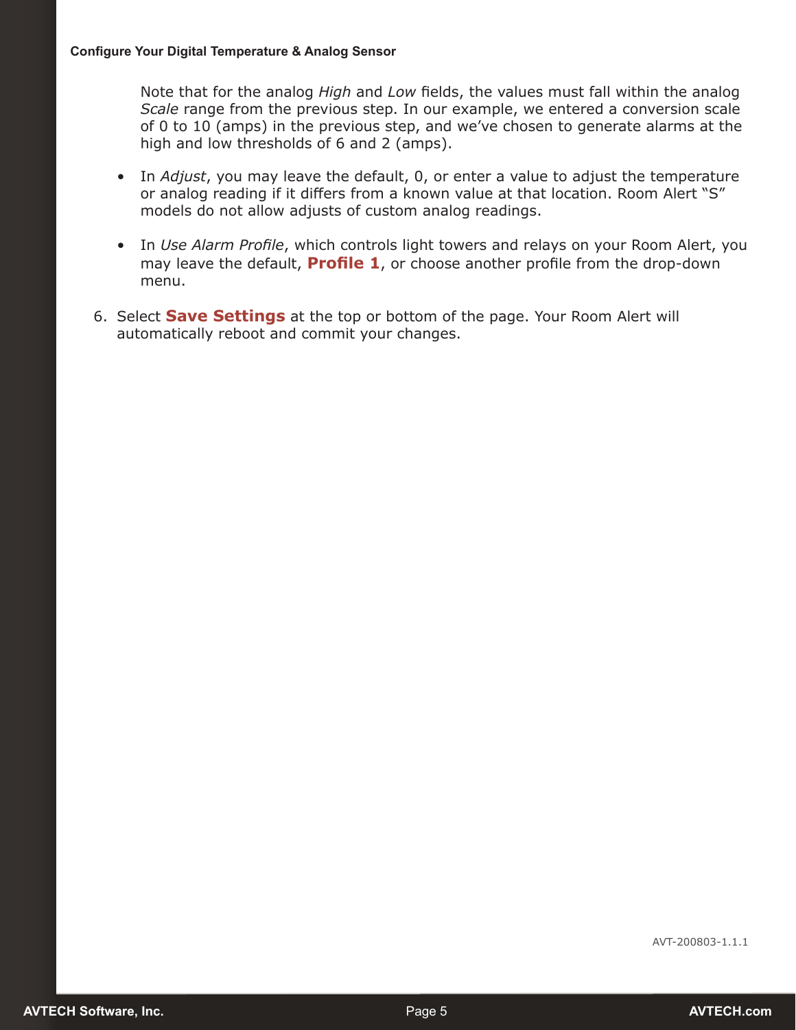Note that for the analog *High* and *Low* fields, the values must fall within the analog *Scale* range from the previous step. In our example, we entered a conversion scale of 0 to 10 (amps) in the previous step, and we've chosen to generate alarms at the high and low thresholds of 6 and 2 (amps).

- In *Adjust*, you may leave the default, 0, or enter a value to adjust the temperature or analog reading if it differs from a known value at that location. Room Alert "S" models do not allow adjusts of custom analog readings.
- In *Use Alarm Profile*, which controls light towers and relays on your Room Alert, you may leave the default, **Profile 1**, or choose another profile from the drop-down menu.

6. Select **Save Settings** at the top or bottom of the page. Your Room Alert will automatically reboot and commit your changes.

AVT-200803-1.1.1